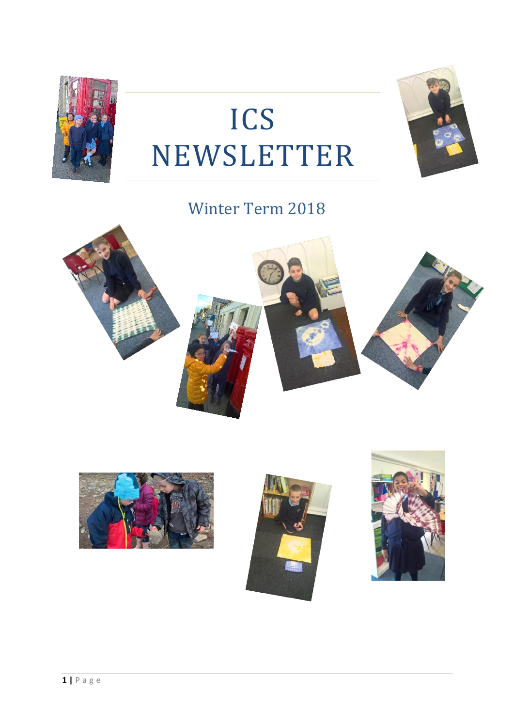# ICS NEWSLETTER

## Winter Term 2018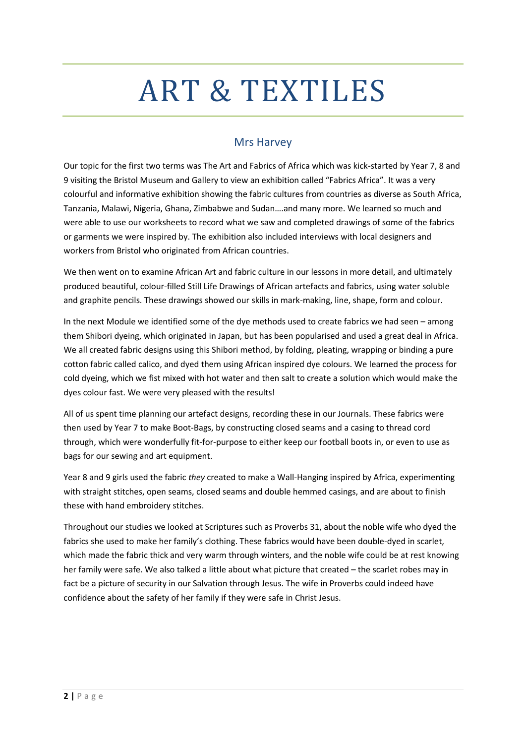# ART & TEXTILES

## Mrs Harvey

Our topic for the first two terms was The Art and Fabrics of Africa which was kick-started by Year 7, 8 and 9 visiting the Bristol Museum and Gallery to view an exhibition called "Fabrics Africa". It was a very colourful and informative exhibition showing the fabric cultures from countries as diverse as South Africa, Tanzania, Malawi, Nigeria, Ghana, Zimbabwe and Sudan….and many more. We learned so much and were able to use our worksheets to record what we saw and completed drawings of some of the fabrics or garments we were inspired by. The exhibition also included interviews with local designers and workers from Bristol who originated from African countries.

We then went on to examine African Art and fabric culture in our lessons in more detail, and ultimately produced beautiful, colour-filled Still Life Drawings of African artefacts and fabrics, using water soluble and graphite pencils. These drawings showed our skills in mark-making, line, shape, form and colour.

In the next Module we identified some of the dye methods used to create fabrics we had seen – among them Shibori dyeing, which originated in Japan, but has been popularised and used a great deal in Africa. We all created fabric designs using this Shibori method, by folding, pleating, wrapping or binding a pure cotton fabric called calico, and dyed them using African inspired dye colours. We learned the process for cold dyeing, which we fist mixed with hot water and then salt to create a solution which would make the dyes colour fast. We were very pleased with the results!

All of us spent time planning our artefact designs, recording these in our Journals. These fabrics were then used by Year 7 to make Boot-Bags, by constructing closed seams and a casing to thread cord through, which were wonderfully fit-for-purpose to either keep our football boots in, or even to use as bags for our sewing and art equipment.

Year 8 and 9 girls used the fabric *they* created to make a Wall-Hanging inspired by Africa, experimenting with straight stitches, open seams, closed seams and double hemmed casings, and are about to finish these with hand embroidery stitches.

Throughout our studies we looked at Scriptures such as Proverbs 31, about the noble wife who dyed the fabrics she used to make her family's clothing. These fabrics would have been double-dyed in scarlet, which made the fabric thick and very warm through winters, and the noble wife could be at rest knowing her family were safe. We also talked a little about what picture that created – the scarlet robes may in fact be a picture of security in our Salvation through Jesus. The wife in Proverbs could indeed have confidence about the safety of her family if they were safe in Christ Jesus.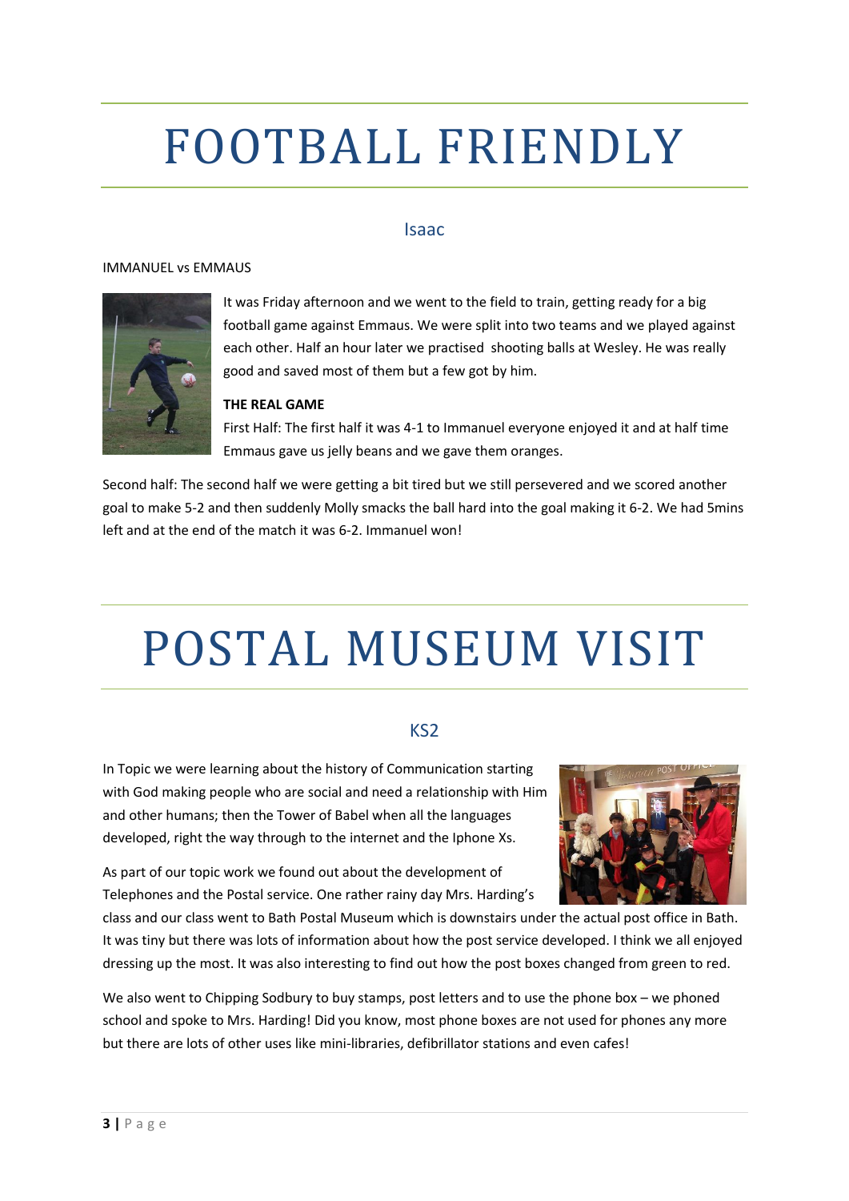# FOOTBALL FRIENDLY

## Isaac

IMMANUEL vs EMMAUS

It was Friday afternoon and we went to the field to train, getting ready for a big football game against Emmaus. We were split into two teams and we played against each other. Half an hour later we practised shooting balls at Wesley. He was really good and saved most of them but a few got by him.

**THE REAL GAME**

First Half: The first half it was 4-1 to Immanuel everyone enjoyed it and at half time Emmaus gave us jelly beans and we gave them oranges.

Second half: The second half we were getting a bit tired but we still persevered and we scored another goal to make 5-2 and then suddenly Molly smacks the ball hard into the goal making it 6-2. We had 5mins left and at the end of the match it was 6-2. Immanuel won!

# POSTAL MUSEUM VISIT

## KS2

In Topic we were learning about the history of Communication starting with God making people who are social and need a relationship with Him and other humans; then the Tower of Babel when all the languages developed, right the way through to the internet and the Iphone Xs.

As part of our topic work we found out about the development of Telephones and the Postal service. One rather rainy day Mrs. Harding's class and our class went to Bath Postal Museum which is downstairs under the actual post office in Bath. It was tiny but there was lots of information about how the post service developed. I think we all enjoyed dressing up the most. It was also interesting to find out how the post boxes changed from green to red.

We also went to Chipping Sodbury to buy stamps, post letters and to use the phone box – we phoned school and spoke to Mrs. Harding! Did you know, most phone boxes are not used for phones any more but there are lots of other uses like mini-libraries, defibrillator stations and even cafes!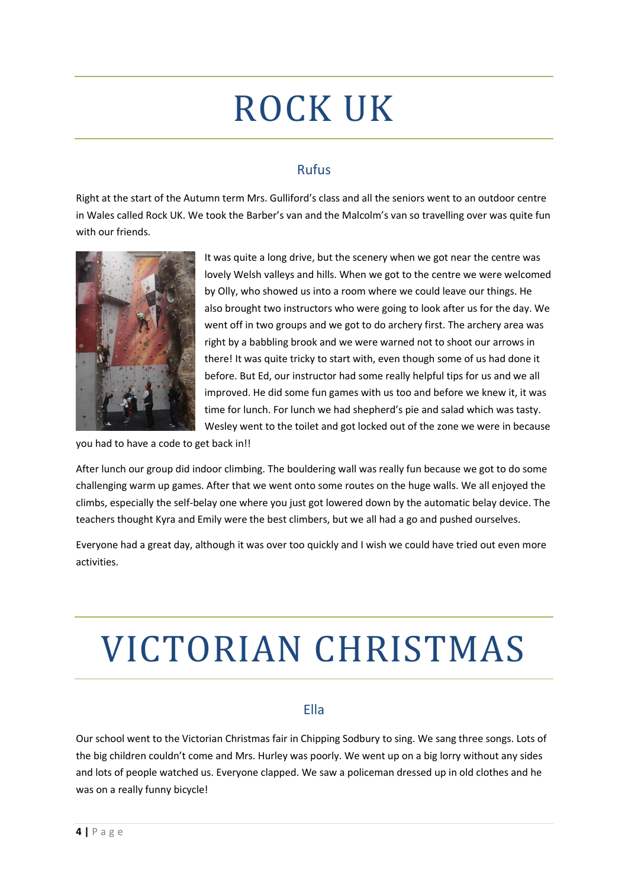# ROCK UK

## Rufus

Right at the start of the Autumn term Mrs. Gulliford's class and all the seniors went to an outdoor centre in Wales called Rock UK. We took the Barber's van and the Malcolm's van so travelling over was quite fun with our friends.

It was quite a long drive, but the scenery when we got near the centre was lovely Welsh valleys and hills. When we got to the centre we were welcomed by Olly, who showed us into a room where we could leave our things. He also brought two instructors who were going to look after us for the day. We went off in two groups and we got to do archery first. The archery area was right by a babbling brook and we were warned not to shoot our arrows in there! It was quite tricky to start with, even though some of us had done it before. But Ed, our instructor had some really helpful tips for us and we all improved. He did some fun games with us too and before we knew it, it was time for lunch. For lunch we had shepherd's pie and salad which was tasty. Wesley went to the toilet and got locked out of the zone we were in because you had to have a code to get back in!!

After lunch our group did indoor climbing. The bouldering wall was really fun because we got to do some challenging warm up games. After that we went onto some routes on the huge walls. We all enjoyed the climbs, especially the self-belay one where you just got lowered down by the automatic belay device. The teachers thought Kyra and Emily were the best climbers, but we all had a go and pushed ourselves.

Everyone had a great day, although it was over too quickly and I wish we could have tried out even more activities.

# VICTORIAN CHRISTMAS

## Ella

Our school went to the Victorian Christmas fair in Chipping Sodbury to sing. We sang three songs. Lots of the big children couldn't come and Mrs. Hurley was poorly. We went up on a big lorry without any sides and lots of people watched us. Everyone clapped. We saw a policeman dressed up in old clothes and he was on a really funny bicycle!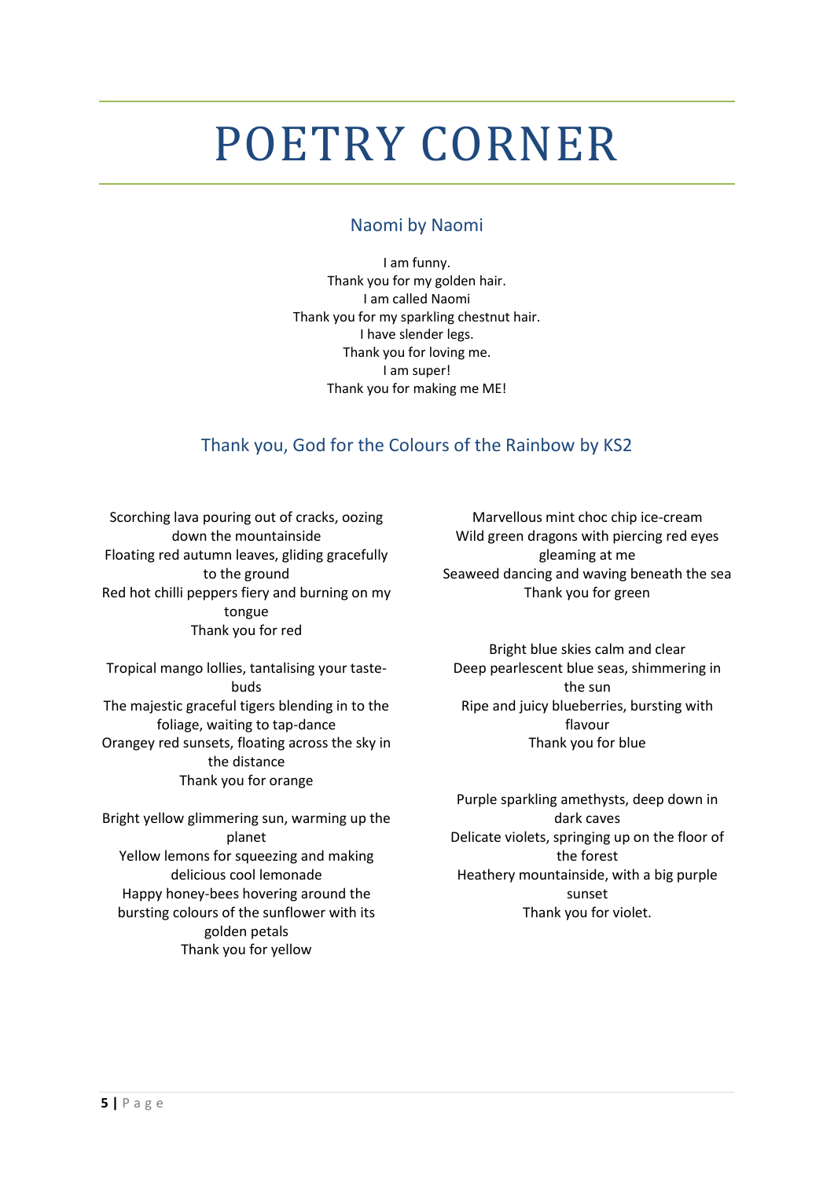# POETRY CORNER

## Naomi by Naomi

I am funny.
Thank you for my golden hair.
I am called Naomi
Thank you for my sparkling chestnut hair.
I have slender legs.
Thank you for loving me.
I am super!
Thank you for making me ME!

## Thank you, God for the Colours of the Rainbow by KS2

Scorching lava pouring out of cracks, oozing down the mountainside
Floating red autumn leaves, gliding gracefully to the ground
Red hot chilli peppers fiery and burning on my tongue
Thank you for red

Tropical mango lollies, tantalising your taste-buds
The majestic graceful tigers blending in to the foliage, waiting to tap-dance
Orangey red sunsets, floating across the sky in the distance
Thank you for orange

Bright yellow glimmering sun, warming up the planet
Yellow lemons for squeezing and making delicious cool lemonade
Happy honey-bees hovering around the bursting colours of the sunflower with its golden petals
Thank you for yellow

Marvellous mint choc chip ice-cream
Wild green dragons with piercing red eyes gleaming at me
Seaweed dancing and waving beneath the sea
Thank you for green

Bright blue skies calm and clear
Deep pearlescent blue seas, shimmering in the sun
Ripe and juicy blueberries, bursting with flavour
Thank you for blue

Purple sparkling amethysts, deep down in dark caves
Delicate violets, springing up on the floor of the forest
Heathery mountainside, with a big purple sunset
Thank you for violet.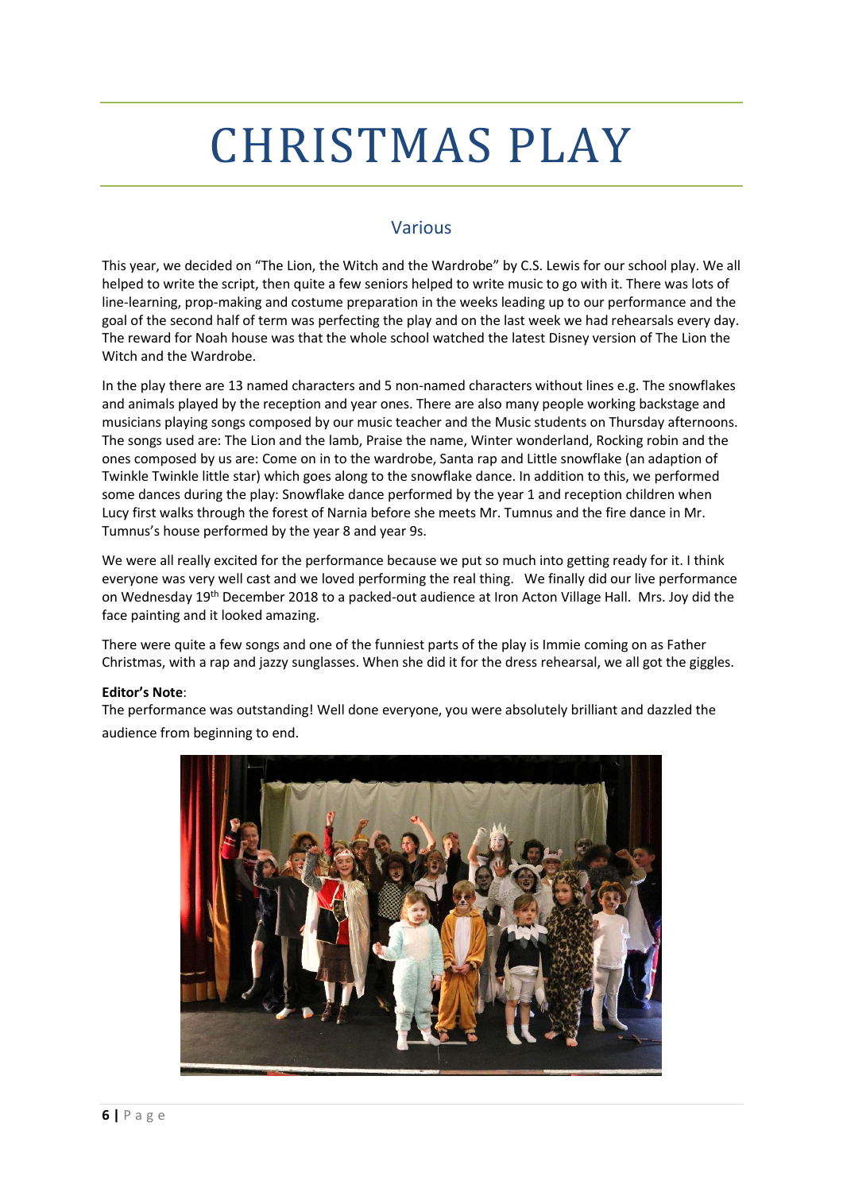# CHRISTMAS PLAY

## Various

This year, we decided on "The Lion, the Witch and the Wardrobe" by C.S. Lewis for our school play. We all helped to write the script, then quite a few seniors helped to write music to go with it. There was lots of line-learning, prop-making and costume preparation in the weeks leading up to our performance and the goal of the second half of term was perfecting the play and on the last week we had rehearsals every day. The reward for Noah house was that the whole school watched the latest Disney version of The Lion the Witch and the Wardrobe.

In the play there are 13 named characters and 5 non-named characters without lines e.g. The snowflakes and animals played by the reception and year ones. There are also many people working backstage and musicians playing songs composed by our music teacher and the Music students on Thursday afternoons. The songs used are: The Lion and the lamb, Praise the name, Winter wonderland, Rocking robin and the ones composed by us are: Come on in to the wardrobe, Santa rap and Little snowflake (an adaption of Twinkle Twinkle little star) which goes along to the snowflake dance. In addition to this, we performed some dances during the play: Snowflake dance performed by the year 1 and reception children when Lucy first walks through the forest of Narnia before she meets Mr. Tumnus and the fire dance in Mr. Tumnus's house performed by the year 8 and year 9s.

We were all really excited for the performance because we put so much into getting ready for it. I think everyone was very well cast and we loved performing the real thing. We finally did our live performance on Wednesday 19th December 2018 to a packed-out audience at Iron Acton Village Hall. Mrs. Joy did the face painting and it looked amazing.

There were quite a few songs and one of the funniest parts of the play is Immie coming on as Father Christmas, with a rap and jazzy sunglasses. When she did it for the dress rehearsal, we all got the giggles.

**Editor's Note**:
The performance was outstanding! Well done everyone, you were absolutely brilliant and dazzled the audience from beginning to end.